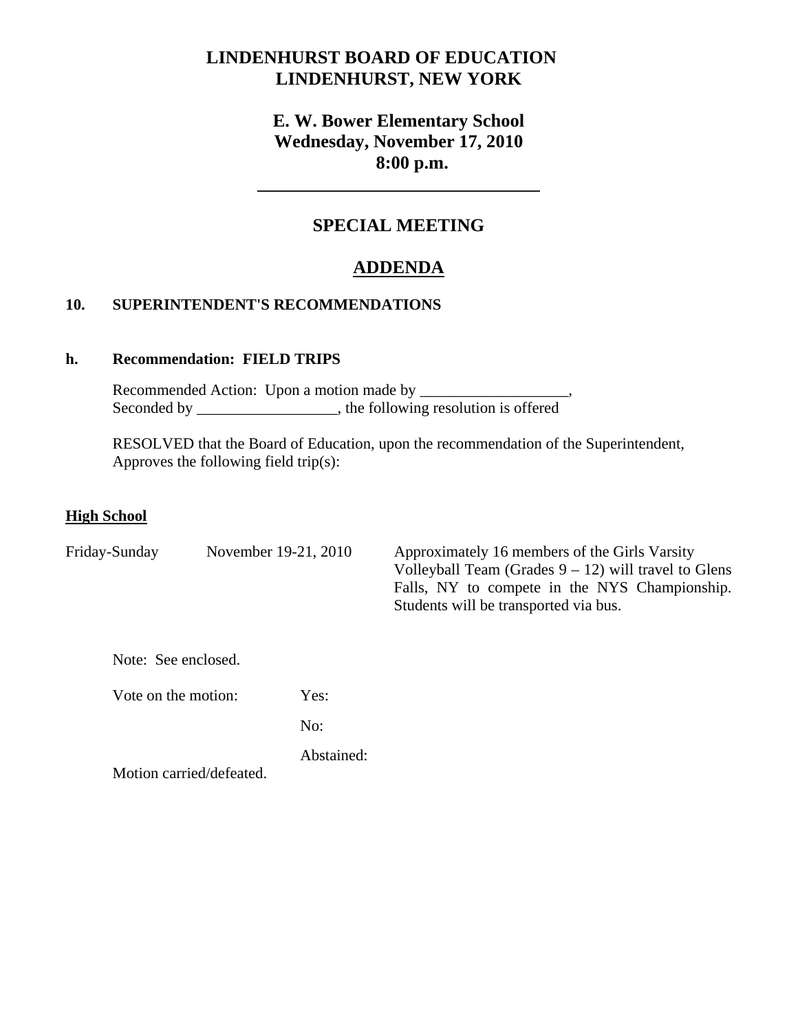# LINDENHURST BOARD OF EDUCATION
# LINDENHURST, NEW YORK

## E. W. Bower Elementary School
## Wednesday, November 17, 2010
## 8:00 p.m.

---

## SPECIAL MEETING

## ADDENDA

**10. SUPERINTENDENT'S RECOMMENDATIONS**

**h. Recommendation: FIELD TRIPS**

Recommended Action: Upon a motion made by ___________________,
Seconded by __________________, the following resolution is offered

RESOLVED that the Board of Education, upon the recommendation of the Superintendent, Approves the following field trip(s):

**High School**

| | | |
|---|---|---|
| Friday-Sunday | November 19-21, 2010 | Approximately 16 members of the Girls Varsity Volleyball Team (Grades 9 – 12) will travel to Glens Falls, NY to compete in the NYS Championship. Students will be transported via bus. |

Note: See enclosed.

Vote on the motion: Yes:

No:

Abstained:

Motion carried/defeated.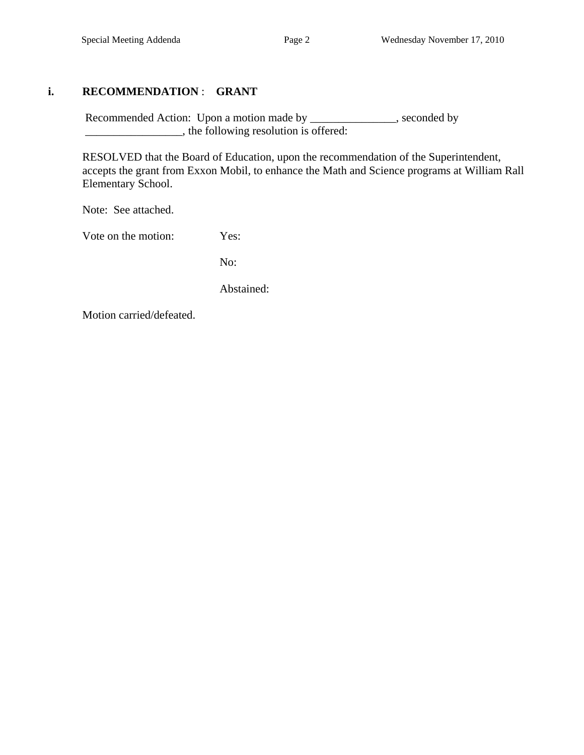**i. RECOMMENDATION : GRANT**

Recommended Action: Upon a motion made by _______________, seconded by _________________, the following resolution is offered:

RESOLVED that the Board of Education, upon the recommendation of the Superintendent, accepts the grant from Exxon Mobil, to enhance the Math and Science programs at William Rall Elementary School.

Note: See attached.

Vote on the motion: Yes:

No:

Abstained:

Motion carried/defeated.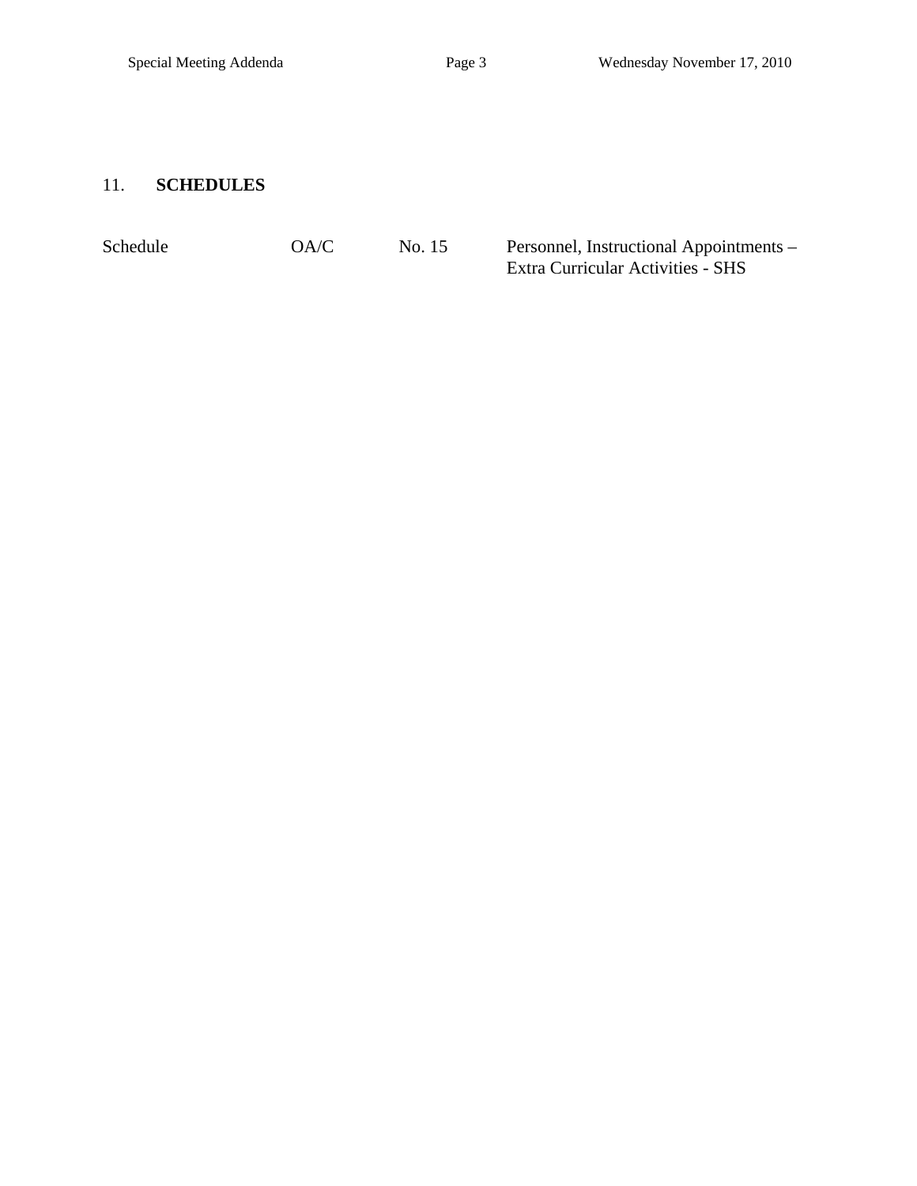## 11. **SCHEDULES**

| | | | |
|---|---|---|---|
| Schedule | OA/C | No. 15 | Personnel, Instructional Appointments – Extra Curricular Activities - SHS |